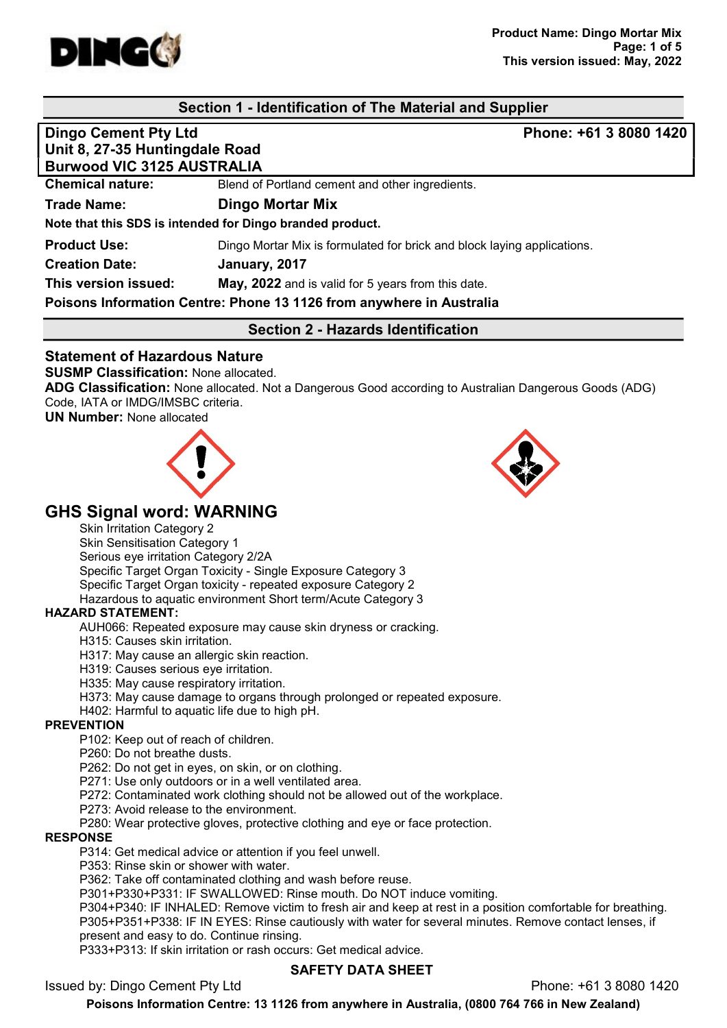## Section 1 - Identification of The Material and Supplier

**Dingo Cement Pty Ltd**
**Unit 8, 27-35 Huntingdale Road**
**Burwood VIC 3125 AUSTRALIA**

**Phone: +61 3 8080 1420**

**Chemical nature:** Blend of Portland cement and other ingredients.

**Trade Name:** **Dingo Mortar Mix**

**Note that this SDS is intended for Dingo branded product.**

**Product Use:** Dingo Mortar Mix is formulated for brick and block laying applications.

**Creation Date:** **January, 2017**

**This version issued:** **May, 2022** and is valid for 5 years from this date.

**Poisons Information Centre: Phone 13 1126 from anywhere in Australia**

## Section 2 - Hazards Identification

### Statement of Hazardous Nature

**SUSMP Classification:** None allocated.
**ADG Classification:** None allocated. Not a Dangerous Good according to Australian Dangerous Goods (ADG) Code, IATA or IMDG/IMSBC criteria.
**UN Number:** None allocated

## GHS Signal word: WARNING

- Skin Irritation Category 2
- Skin Sensitisation Category 1
- Serious eye irritation Category 2/2A
- Specific Target Organ Toxicity - Single Exposure Category 3
- Specific Target Organ toxicity - repeated exposure Category 2
- Hazardous to aquatic environment Short term/Acute Category 3

**HAZARD STATEMENT:**

- AUH066: Repeated exposure may cause skin dryness or cracking.
- H315: Causes skin irritation.
- H317: May cause an allergic skin reaction.
- H319: Causes serious eye irritation.
- H335: May cause respiratory irritation.
- H373: May cause damage to organs through prolonged or repeated exposure.
- H402: Harmful to aquatic life due to high pH.

**PREVENTION**

- P102: Keep out of reach of children.
- P260: Do not breathe dusts.
- P262: Do not get in eyes, on skin, or on clothing.
- P271: Use only outdoors or in a well ventilated area.
- P272: Contaminated work clothing should not be allowed out of the workplace.
- P273: Avoid release to the environment.
- P280: Wear protective gloves, protective clothing and eye or face protection.

**RESPONSE**

- P314: Get medical advice or attention if you feel unwell.
- P353: Rinse skin or shower with water.
- P362: Take off contaminated clothing and wash before reuse.
- P301+P330+P331: IF SWALLOWED: Rinse mouth. Do NOT induce vomiting.
- P304+P340: IF INHALED: Remove victim to fresh air and keep at rest in a position comfortable for breathing.
- P305+P351+P338: IF IN EYES: Rinse cautiously with water for several minutes. Remove contact lenses, if present and easy to do. Continue rinsing.
- P333+P313: If skin irritation or rash occurs: Get medical advice.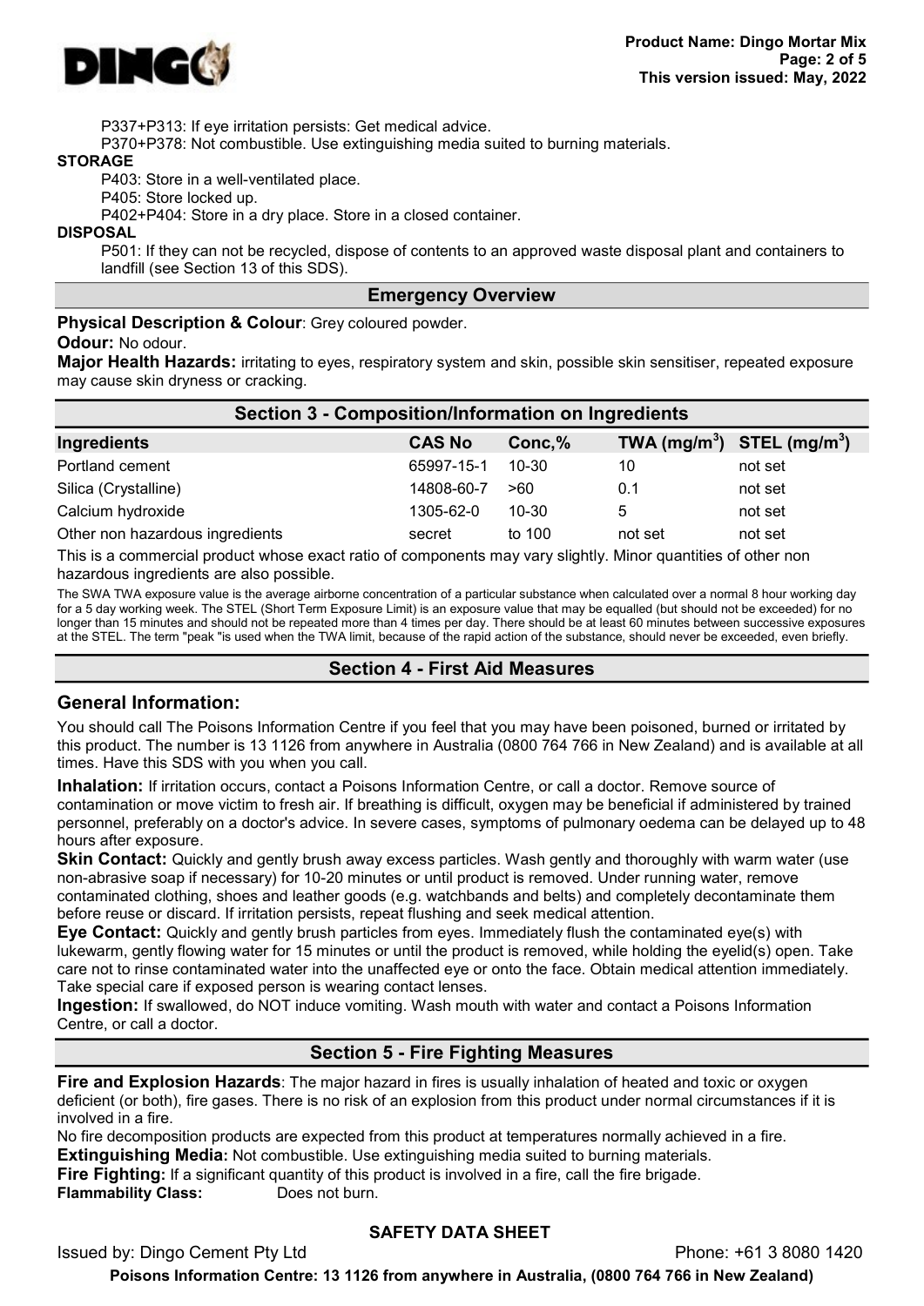P337+P313: If eye irritation persists: Get medical advice.

P370+P378: Not combustible. Use extinguishing media suited to burning materials.

**STORAGE**

P403: Store in a well-ventilated place.

P405: Store locked up.

P402+P404: Store in a dry place. Store in a closed container.

**DISPOSAL**

P501: If they can not be recycled, dispose of contents to an approved waste disposal plant and containers to landfill (see Section 13 of this SDS).

## Emergency Overview

**Physical Description & Colour**: Grey coloured powder.

**Odour:** No odour.

**Major Health Hazards:** irritating to eyes, respiratory system and skin, possible skin sensitiser, repeated exposure may cause skin dryness or cracking.

## Section 3 - Composition/Information on Ingredients

| Ingredients | CAS No | Conc,% | TWA ($mg/m^3$) | STEL ($mg/m^3$) |
|---|---|---|---|---|
| Portland cement | 65997-15-1 | 10-30 | 10 | not set |
| Silica (Crystalline) | 14808-60-7 | >60 | 0.1 | not set |
| Calcium hydroxide | 1305-62-0 | 10-30 | 5 | not set |
| Other non hazardous ingredients | secret | to 100 | not set | not set |

This is a commercial product whose exact ratio of components may vary slightly. Minor quantities of other non hazardous ingredients are also possible.

The SWA TWA exposure value is the average airborne concentration of a particular substance when calculated over a normal 8 hour working day for a 5 day working week. The STEL (Short Term Exposure Limit) is an exposure value that may be equalled (but should not be exceeded) for no longer than 15 minutes and should not be repeated more than 4 times per day. There should be at least 60 minutes between successive exposures at the STEL. The term "peak "is used when the TWA limit, because of the rapid action of the substance, should never be exceeded, even briefly.

## Section 4 - First Aid Measures

### General Information:

You should call The Poisons Information Centre if you feel that you may have been poisoned, burned or irritated by this product. The number is 13 1126 from anywhere in Australia (0800 764 766 in New Zealand) and is available at all times. Have this SDS with you when you call.

**Inhalation:** If irritation occurs, contact a Poisons Information Centre, or call a doctor. Remove source of contamination or move victim to fresh air. If breathing is difficult, oxygen may be beneficial if administered by trained personnel, preferably on a doctor's advice. In severe cases, symptoms of pulmonary oedema can be delayed up to 48 hours after exposure.

**Skin Contact:** Quickly and gently brush away excess particles. Wash gently and thoroughly with warm water (use non-abrasive soap if necessary) for 10-20 minutes or until product is removed. Under running water, remove contaminated clothing, shoes and leather goods (e.g. watchbands and belts) and completely decontaminate them before reuse or discard. If irritation persists, repeat flushing and seek medical attention.

**Eye Contact:** Quickly and gently brush particles from eyes. Immediately flush the contaminated eye(s) with lukewarm, gently flowing water for 15 minutes or until the product is removed, while holding the eyelid(s) open. Take care not to rinse contaminated water into the unaffected eye or onto the face. Obtain medical attention immediately. Take special care if exposed person is wearing contact lenses.

**Ingestion:** If swallowed, do NOT induce vomiting. Wash mouth with water and contact a Poisons Information Centre, or call a doctor.

## Section 5 - Fire Fighting Measures

**Fire and Explosion Hazards**: The major hazard in fires is usually inhalation of heated and toxic or oxygen deficient (or both), fire gases. There is no risk of an explosion from this product under normal circumstances if it is involved in a fire.

No fire decomposition products are expected from this product at temperatures normally achieved in a fire.

**Extinguishing Media:** Not combustible. Use extinguishing media suited to burning materials.

**Fire Fighting:** If a significant quantity of this product is involved in a fire, call the fire brigade.

**Flammability Class:** Does not burn.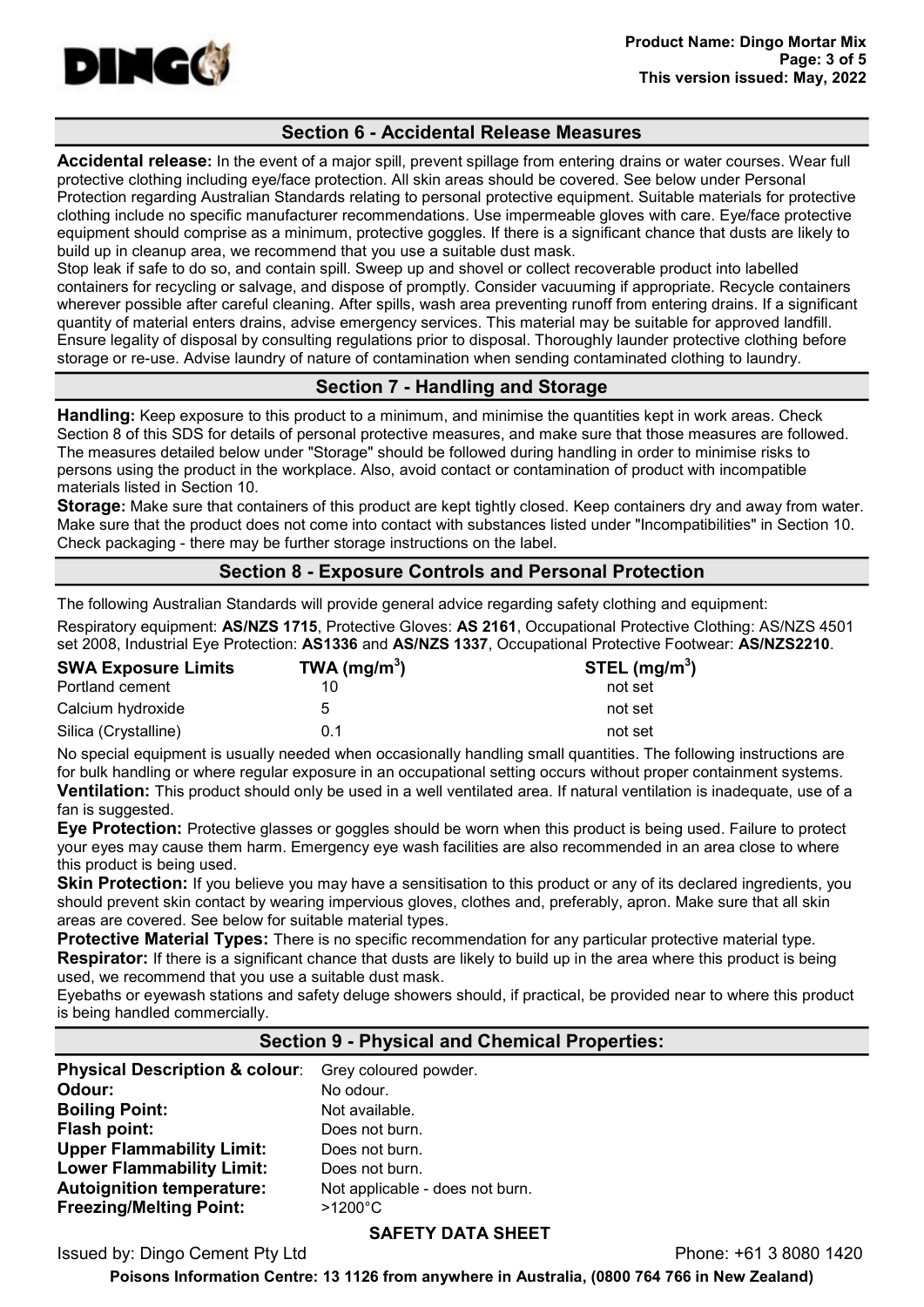## Section 6 - Accidental Release Measures

**Accidental release:** In the event of a major spill, prevent spillage from entering drains or water courses. Wear full protective clothing including eye/face protection. All skin areas should be covered. See below under Personal Protection regarding Australian Standards relating to personal protective equipment. Suitable materials for protective clothing include no specific manufacturer recommendations. Use impermeable gloves with care. Eye/face protective equipment should comprise as a minimum, protective goggles. If there is a significant chance that dusts are likely to build up in cleanup area, we recommend that you use a suitable dust mask.
Stop leak if safe to do so, and contain spill. Sweep up and shovel or collect recoverable product into labelled containers for recycling or salvage, and dispose of promptly. Consider vacuuming if appropriate. Recycle containers wherever possible after careful cleaning. After spills, wash area preventing runoff from entering drains. If a significant quantity of material enters drains, advise emergency services. This material may be suitable for approved landfill. Ensure legality of disposal by consulting regulations prior to disposal. Thoroughly launder protective clothing before storage or re-use. Advise laundry of nature of contamination when sending contaminated clothing to laundry.

## Section 7 - Handling and Storage

**Handling:** Keep exposure to this product to a minimum, and minimise the quantities kept in work areas. Check Section 8 of this SDS for details of personal protective measures, and make sure that those measures are followed. The measures detailed below under "Storage" should be followed during handling in order to minimise risks to persons using the product in the workplace. Also, avoid contact or contamination of product with incompatible materials listed in Section 10.

**Storage:** Make sure that containers of this product are kept tightly closed. Keep containers dry and away from water. Make sure that the product does not come into contact with substances listed under "Incompatibilities" in Section 10. Check packaging - there may be further storage instructions on the label.

## Section 8 - Exposure Controls and Personal Protection

The following Australian Standards will provide general advice regarding safety clothing and equipment:

Respiratory equipment: **AS/NZS 1715**, Protective Gloves: **AS 2161**, Occupational Protective Clothing: AS/NZS 4501 set 2008, Industrial Eye Protection: **AS1336** and **AS/NZS 1337**, Occupational Protective Footwear: **AS/NZS2210**.

| SWA Exposure Limits | TWA ($mg/m^3$) | STEL ($mg/m^3$) |
|---|---|---|
| Portland cement | 10 | not set |
| Calcium hydroxide | 5 | not set |
| Silica (Crystalline) | 0.1 | not set |

No special equipment is usually needed when occasionally handling small quantities. The following instructions are for bulk handling or where regular exposure in an occupational setting occurs without proper containment systems.

**Ventilation:** This product should only be used in a well ventilated area. If natural ventilation is inadequate, use of a fan is suggested.

**Eye Protection:** Protective glasses or goggles should be worn when this product is being used. Failure to protect your eyes may cause them harm. Emergency eye wash facilities are also recommended in an area close to where this product is being used.

**Skin Protection:** If you believe you may have a sensitisation to this product or any of its declared ingredients, you should prevent skin contact by wearing impervious gloves, clothes and, preferably, apron. Make sure that all skin areas are covered. See below for suitable material types.

**Protective Material Types:** There is no specific recommendation for any particular protective material type.

**Respirator:** If there is a significant chance that dusts are likely to build up in the area where this product is being used, we recommend that you use a suitable dust mask.

Eyebaths or eyewash stations and safety deluge showers should, if practical, be provided near to where this product is being handled commercially.

## Section 9 - Physical and Chemical Properties:

**Physical Description & colour**: Grey coloured powder.
**Odour:** No odour.
**Boiling Point:** Not available.
**Flash point:** Does not burn.
**Upper Flammability Limit:** Does not burn.
**Lower Flammability Limit:** Does not burn.
**Autoignition temperature:** Not applicable - does not burn.
**Freezing/Melting Point:** >1200°C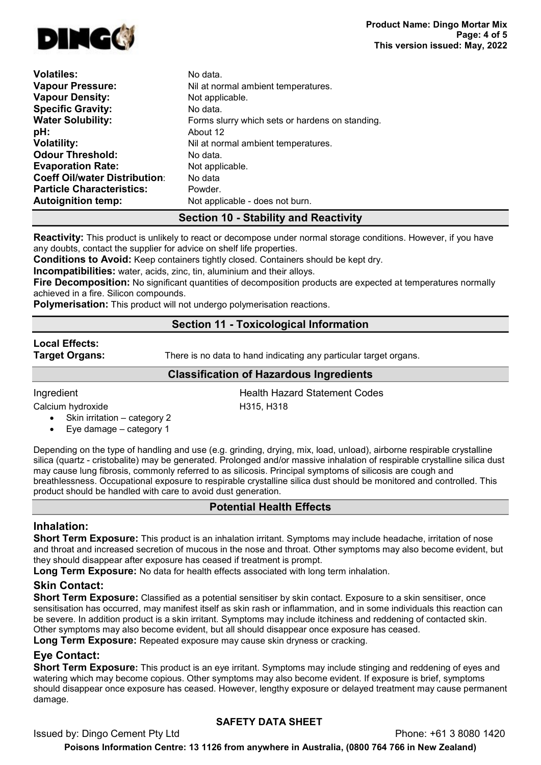| | |
|---|---|
| **Volatiles:** | No data. |
| **Vapour Pressure:** | Nil at normal ambient temperatures. |
| **Vapour Density:** | Not applicable. |
| **Specific Gravity:** | No data. |
| **Water Solubility:** | Forms slurry which sets or hardens on standing. |
| **pH:** | About 12 |
| **Volatility:** | Nil at normal ambient temperatures. |
| **Odour Threshold:** | No data. |
| **Evaporation Rate:** | Not applicable. |
| **Coeff Oil/water Distribution**: | No data |
| **Particle Characteristics:** | Powder. |
| **Autoignition temp:** | Not applicable - does not burn. |

## Section 10 - Stability and Reactivity

**Reactivity:** This product is unlikely to react or decompose under normal storage conditions. However, if you have any doubts, contact the supplier for advice on shelf life properties.

**Conditions to Avoid:** Keep containers tightly closed. Containers should be kept dry.

**Incompatibilities:** water, acids, zinc, tin, aluminium and their alloys.

**Fire Decomposition:** No significant quantities of decomposition products are expected at temperatures normally achieved in a fire. Silicon compounds.

**Polymerisation:** This product will not undergo polymerisation reactions.

## Section 11 - Toxicological Information

**Local Effects:**

**Target Organs:** There is no data to hand indicating any particular target organs.

### Classification of Hazardous Ingredients

| Ingredient | Health Hazard Statement Codes |
|---|---|
| Calcium hydroxide | H315, H318 |

- Skin irritation – category 2
- Eye damage – category 1

Depending on the type of handling and use (e.g. grinding, drying, mix, load, unload), airborne respirable crystalline silica (quartz - cristobalite) may be generated. Prolonged and/or massive inhalation of respirable crystalline silica dust may cause lung fibrosis, commonly referred to as silicosis. Principal symptoms of silicosis are cough and breathlessness. Occupational exposure to respirable crystalline silica dust should be monitored and controlled. This product should be handled with care to avoid dust generation.

### Potential Health Effects

#### Inhalation:

**Short Term Exposure:** This product is an inhalation irritant. Symptoms may include headache, irritation of nose and throat and increased secretion of mucous in the nose and throat. Other symptoms may also become evident, but they should disappear after exposure has ceased if treatment is prompt.

**Long Term Exposure:** No data for health effects associated with long term inhalation.

#### Skin Contact:

**Short Term Exposure:** Classified as a potential sensitiser by skin contact. Exposure to a skin sensitiser, once sensitisation has occurred, may manifest itself as skin rash or inflammation, and in some individuals this reaction can be severe. In addition product is a skin irritant. Symptoms may include itchiness and reddening of contacted skin. Other symptoms may also become evident, but all should disappear once exposure has ceased.

**Long Term Exposure:** Repeated exposure may cause skin dryness or cracking.

#### Eye Contact:

**Short Term Exposure:** This product is an eye irritant. Symptoms may include stinging and reddening of eyes and watering which may become copious. Other symptoms may also become evident. If exposure is brief, symptoms should disappear once exposure has ceased. However, lengthy exposure or delayed treatment may cause permanent damage.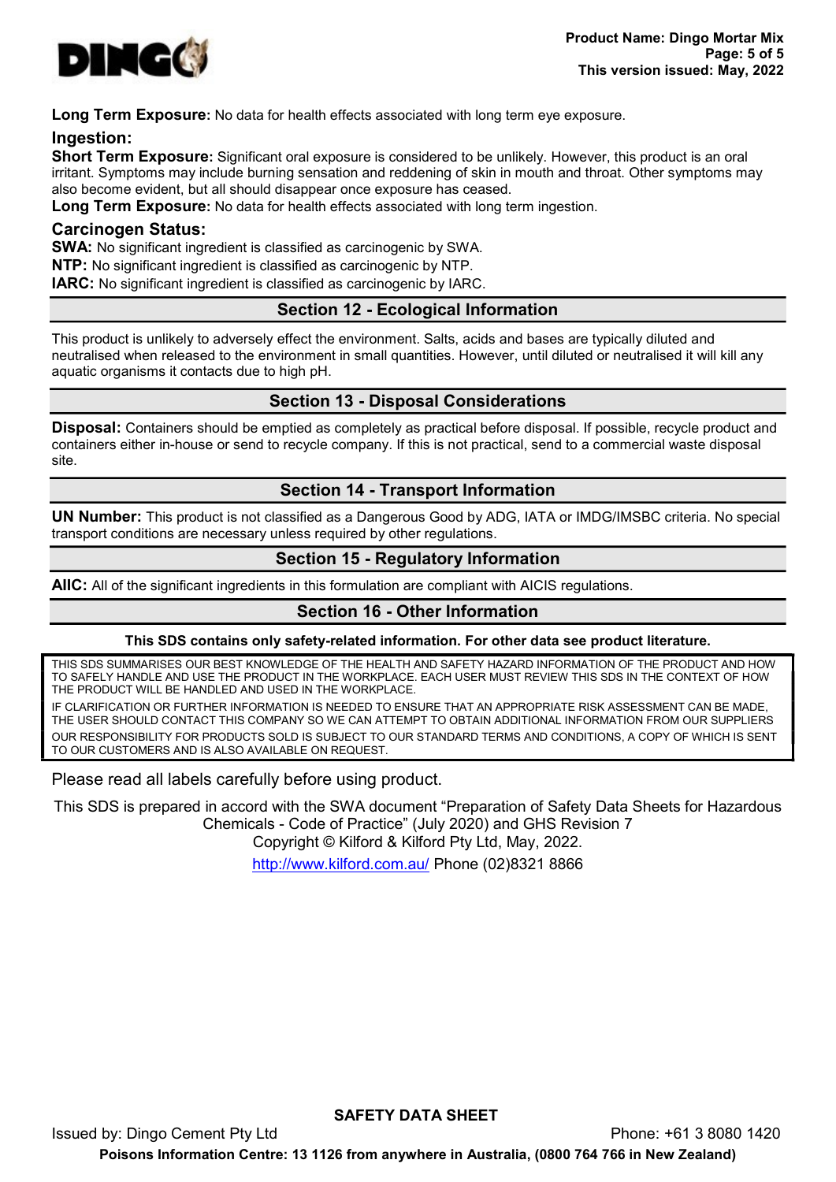**Long Term Exposure:** No data for health effects associated with long term eye exposure.

### Ingestion:

**Short Term Exposure:** Significant oral exposure is considered to be unlikely. However, this product is an oral irritant. Symptoms may include burning sensation and reddening of skin in mouth and throat. Other symptoms may also become evident, but all should disappear once exposure has ceased.

**Long Term Exposure:** No data for health effects associated with long term ingestion.

### Carcinogen Status:

**SWA:** No significant ingredient is classified as carcinogenic by SWA.

**NTP:** No significant ingredient is classified as carcinogenic by NTP.

**IARC:** No significant ingredient is classified as carcinogenic by IARC.

## Section 12 - Ecological Information

This product is unlikely to adversely effect the environment. Salts, acids and bases are typically diluted and neutralised when released to the environment in small quantities. However, until diluted or neutralised it will kill any aquatic organisms it contacts due to high pH.

## Section 13 - Disposal Considerations

**Disposal:** Containers should be emptied as completely as practical before disposal. If possible, recycle product and containers either in-house or send to recycle company. If this is not practical, send to a commercial waste disposal site.

## Section 14 - Transport Information

**UN Number:** This product is not classified as a Dangerous Good by ADG, IATA or IMDG/IMSBC criteria. No special transport conditions are necessary unless required by other regulations.

## Section 15 - Regulatory Information

**AIIC:** All of the significant ingredients in this formulation are compliant with AICIS regulations.

## Section 16 - Other Information

**This SDS contains only safety-related information. For other data see product literature.**

THIS SDS SUMMARISES OUR BEST KNOWLEDGE OF THE HEALTH AND SAFETY HAZARD INFORMATION OF THE PRODUCT AND HOW TO SAFELY HANDLE AND USE THE PRODUCT IN THE WORKPLACE. EACH USER MUST REVIEW THIS SDS IN THE CONTEXT OF HOW THE PRODUCT WILL BE HANDLED AND USED IN THE WORKPLACE.

IF CLARIFICATION OR FURTHER INFORMATION IS NEEDED TO ENSURE THAT AN APPROPRIATE RISK ASSESSMENT CAN BE MADE, THE USER SHOULD CONTACT THIS COMPANY SO WE CAN ATTEMPT TO OBTAIN ADDITIONAL INFORMATION FROM OUR SUPPLIERS

OUR RESPONSIBILITY FOR PRODUCTS SOLD IS SUBJECT TO OUR STANDARD TERMS AND CONDITIONS, A COPY OF WHICH IS SENT TO OUR CUSTOMERS AND IS ALSO AVAILABLE ON REQUEST.

Please read all labels carefully before using product.

This SDS is prepared in accord with the SWA document "Preparation of Safety Data Sheets for Hazardous Chemicals - Code of Practice" (July 2020) and GHS Revision 7

Copyright © Kilford & Kilford Pty Ltd, May, 2022.

http://www.kilford.com.au/ Phone (02)8321 8866